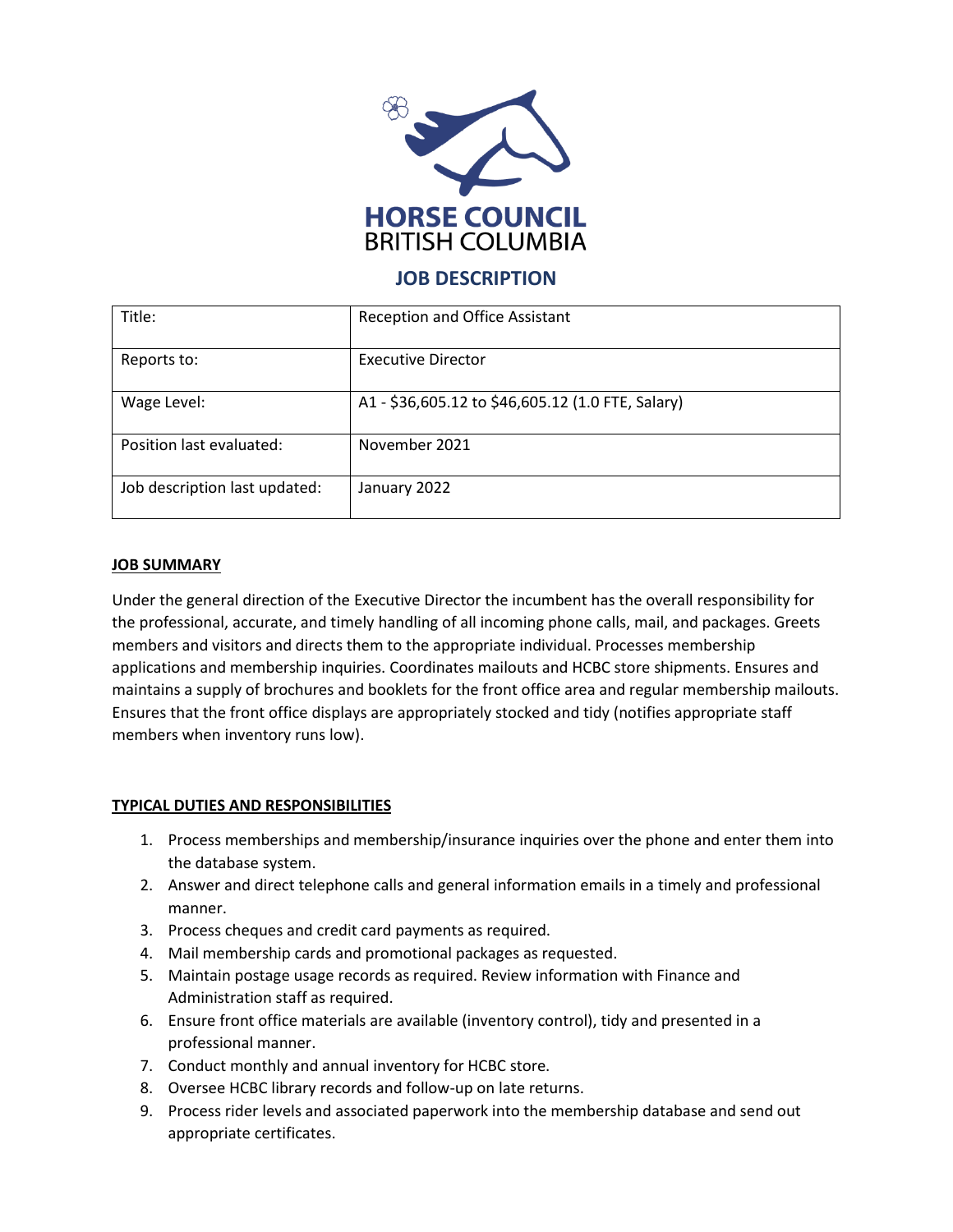HORSE COUNCIL
BRITISH COLUMBIA

# JOB DESCRIPTION

| Title: | Reception and Office Assistant |
|---|---|
| Reports to: | Executive Director |
| Wage Level: | A1 - $36,605.12 to $46,605.12 (1.0 FTE, Salary) |
| Position last evaluated: | November 2021 |
| Job description last updated: | January 2022 |

## JOB SUMMARY

Under the general direction of the Executive Director the incumbent has the overall responsibility for the professional, accurate, and timely handling of all incoming phone calls, mail, and packages. Greets members and visitors and directs them to the appropriate individual. Processes membership applications and membership inquiries. Coordinates mailouts and HCBC store shipments. Ensures and maintains a supply of brochures and booklets for the front office area and regular membership mailouts. Ensures that the front office displays are appropriately stocked and tidy (notifies appropriate staff members when inventory runs low).

## TYPICAL DUTIES AND RESPONSIBILITIES

1. Process memberships and membership/insurance inquiries over the phone and enter them into the database system.
2. Answer and direct telephone calls and general information emails in a timely and professional manner.
3. Process cheques and credit card payments as required.
4. Mail membership cards and promotional packages as requested.
5. Maintain postage usage records as required. Review information with Finance and Administration staff as required.
6. Ensure front office materials are available (inventory control), tidy and presented in a professional manner.
7. Conduct monthly and annual inventory for HCBC store.
8. Oversee HCBC library records and follow-up on late returns.
9. Process rider levels and associated paperwork into the membership database and send out appropriate certificates.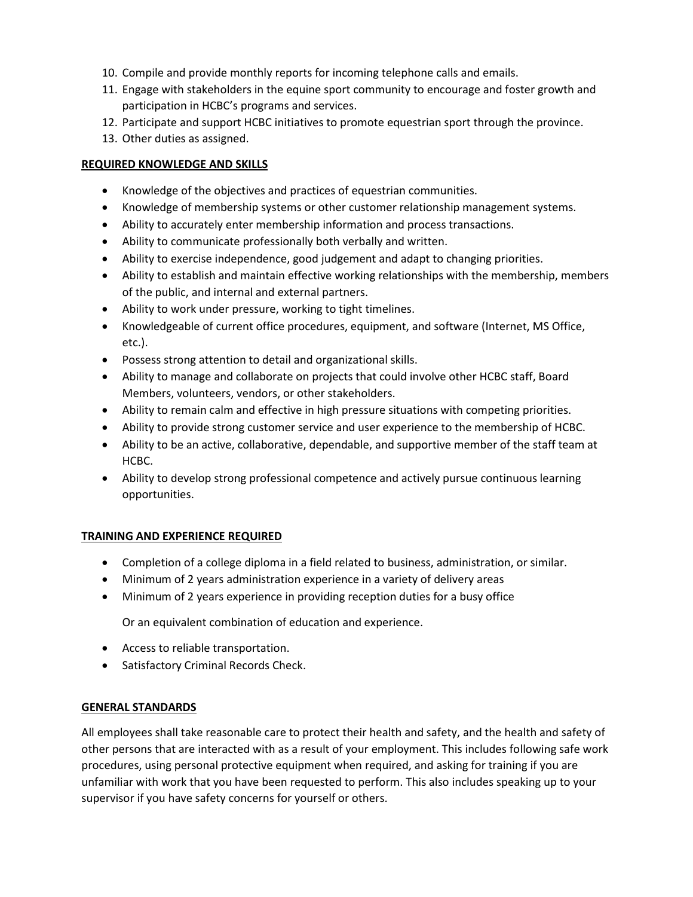10. Compile and provide monthly reports for incoming telephone calls and emails.
11. Engage with stakeholders in the equine sport community to encourage and foster growth and participation in HCBC's programs and services.
12. Participate and support HCBC initiatives to promote equestrian sport through the province.
13. Other duties as assigned.

**REQUIRED KNOWLEDGE AND SKILLS**

- Knowledge of the objectives and practices of equestrian communities.
- Knowledge of membership systems or other customer relationship management systems.
- Ability to accurately enter membership information and process transactions.
- Ability to communicate professionally both verbally and written.
- Ability to exercise independence, good judgement and adapt to changing priorities.
- Ability to establish and maintain effective working relationships with the membership, members of the public, and internal and external partners.
- Ability to work under pressure, working to tight timelines.
- Knowledgeable of current office procedures, equipment, and software (Internet, MS Office, etc.).
- Possess strong attention to detail and organizational skills.
- Ability to manage and collaborate on projects that could involve other HCBC staff, Board Members, volunteers, vendors, or other stakeholders.
- Ability to remain calm and effective in high pressure situations with competing priorities.
- Ability to provide strong customer service and user experience to the membership of HCBC.
- Ability to be an active, collaborative, dependable, and supportive member of the staff team at HCBC.
- Ability to develop strong professional competence and actively pursue continuous learning opportunities.

**TRAINING AND EXPERIENCE REQUIRED**

- Completion of a college diploma in a field related to business, administration, or similar.
- Minimum of 2 years administration experience in a variety of delivery areas
- Minimum of 2 years experience in providing reception duties for a busy office

  Or an equivalent combination of education and experience.

- Access to reliable transportation.
- Satisfactory Criminal Records Check.

**GENERAL STANDARDS**

All employees shall take reasonable care to protect their health and safety, and the health and safety of other persons that are interacted with as a result of your employment. This includes following safe work procedures, using personal protective equipment when required, and asking for training if you are unfamiliar with work that you have been requested to perform. This also includes speaking up to your supervisor if you have safety concerns for yourself or others.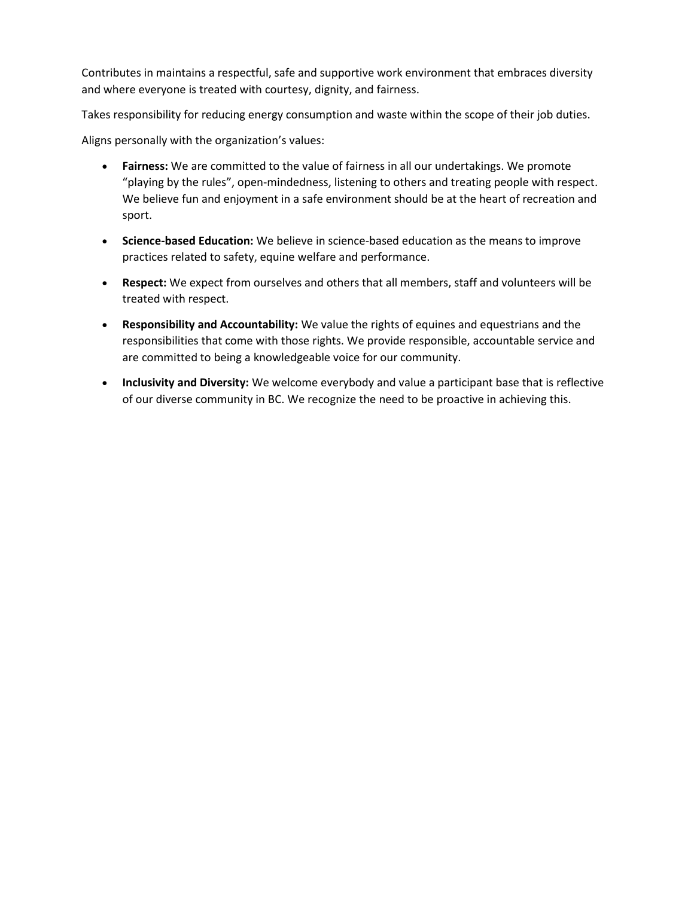Contributes in maintains a respectful, safe and supportive work environment that embraces diversity and where everyone is treated with courtesy, dignity, and fairness.

Takes responsibility for reducing energy consumption and waste within the scope of their job duties.

Aligns personally with the organization's values:

- **Fairness:** We are committed to the value of fairness in all our undertakings. We promote "playing by the rules", open-mindedness, listening to others and treating people with respect. We believe fun and enjoyment in a safe environment should be at the heart of recreation and sport.
- **Science-based Education:** We believe in science-based education as the means to improve practices related to safety, equine welfare and performance.
- **Respect:** We expect from ourselves and others that all members, staff and volunteers will be treated with respect.
- **Responsibility and Accountability:** We value the rights of equines and equestrians and the responsibilities that come with those rights. We provide responsible, accountable service and are committed to being a knowledgeable voice for our community.
- **Inclusivity and Diversity:** We welcome everybody and value a participant base that is reflective of our diverse community in BC. We recognize the need to be proactive in achieving this.